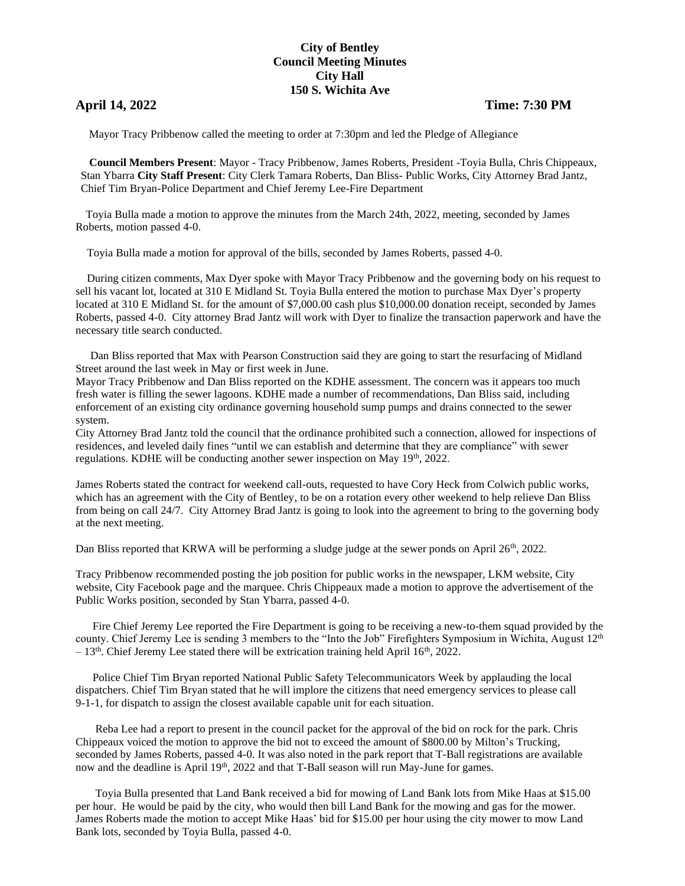**City of Bentley**
**Council Meeting Minutes**
**City Hall**
**150 S. Wichita Ave**

**April 14, 2022** **Time: 7:30 PM**

Mayor Tracy Pribbenow called the meeting to order at 7:30pm and led the Pledge of Allegiance

**Council Members Present**: Mayor - Tracy Pribbenow, James Roberts, President -Toyia Bulla, Chris Chippeaux, Stan Ybarra **City Staff Present**: City Clerk Tamara Roberts, Dan Bliss- Public Works, City Attorney Brad Jantz, Chief Tim Bryan-Police Department and Chief Jeremy Lee-Fire Department

Toyia Bulla made a motion to approve the minutes from the March 24th, 2022, meeting, seconded by James Roberts, motion passed 4-0.

Toyia Bulla made a motion for approval of the bills, seconded by James Roberts, passed 4-0.

During citizen comments, Max Dyer spoke with Mayor Tracy Pribbenow and the governing body on his request to sell his vacant lot, located at 310 E Midland St. Toyia Bulla entered the motion to purchase Max Dyer's property located at 310 E Midland St. for the amount of $7,000.00 cash plus $10,000.00 donation receipt, seconded by James Roberts, passed 4-0. City attorney Brad Jantz will work with Dyer to finalize the transaction paperwork and have the necessary title search conducted.

Dan Bliss reported that Max with Pearson Construction said they are going to start the resurfacing of Midland Street around the last week in May or first week in June.

Mayor Tracy Pribbenow and Dan Bliss reported on the KDHE assessment. The concern was it appears too much fresh water is filling the sewer lagoons. KDHE made a number of recommendations, Dan Bliss said, including enforcement of an existing city ordinance governing household sump pumps and drains connected to the sewer system.

City Attorney Brad Jantz told the council that the ordinance prohibited such a connection, allowed for inspections of residences, and leveled daily fines "until we can establish and determine that they are compliance" with sewer regulations. KDHE will be conducting another sewer inspection on May 19th, 2022.

James Roberts stated the contract for weekend call-outs, requested to have Cory Heck from Colwich public works, which has an agreement with the City of Bentley, to be on a rotation every other weekend to help relieve Dan Bliss from being on call 24/7. City Attorney Brad Jantz is going to look into the agreement to bring to the governing body at the next meeting.

Dan Bliss reported that KRWA will be performing a sludge judge at the sewer ponds on April 26th, 2022.

Tracy Pribbenow recommended posting the job position for public works in the newspaper, LKM website, City website, City Facebook page and the marquee. Chris Chippeaux made a motion to approve the advertisement of the Public Works position, seconded by Stan Ybarra, passed 4-0.

Fire Chief Jeremy Lee reported the Fire Department is going to be receiving a new-to-them squad provided by the county. Chief Jeremy Lee is sending 3 members to the "Into the Job" Firefighters Symposium in Wichita, August 12th – 13th. Chief Jeremy Lee stated there will be extrication training held April 16th, 2022.

Police Chief Tim Bryan reported National Public Safety Telecommunicators Week by applauding the local dispatchers. Chief Tim Bryan stated that he will implore the citizens that need emergency services to please call 9-1-1, for dispatch to assign the closest available capable unit for each situation.

Reba Lee had a report to present in the council packet for the approval of the bid on rock for the park. Chris Chippeaux voiced the motion to approve the bid not to exceed the amount of $800.00 by Milton's Trucking, seconded by James Roberts, passed 4-0. It was also noted in the park report that T-Ball registrations are available now and the deadline is April 19th, 2022 and that T-Ball season will run May-June for games.

Toyia Bulla presented that Land Bank received a bid for mowing of Land Bank lots from Mike Haas at $15.00 per hour. He would be paid by the city, who would then bill Land Bank for the mowing and gas for the mower. James Roberts made the motion to accept Mike Haas' bid for $15.00 per hour using the city mower to mow Land Bank lots, seconded by Toyia Bulla, passed 4-0.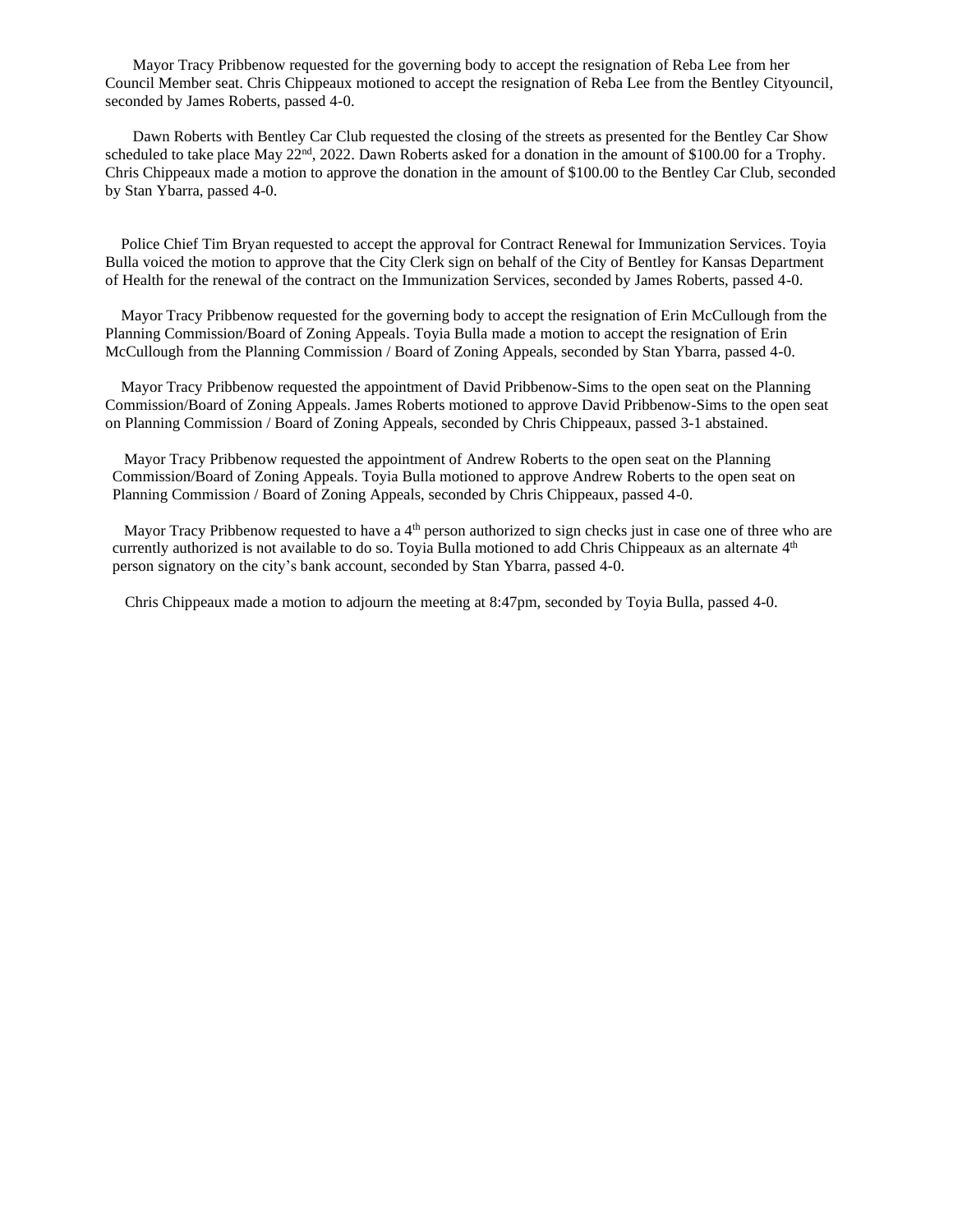Mayor Tracy Pribbenow requested for the governing body to accept the resignation of Reba Lee from her Council Member seat. Chris Chippeaux motioned to accept the resignation of Reba Lee from the Bentley Cityouncil, seconded by James Roberts, passed 4-0.

Dawn Roberts with Bentley Car Club requested the closing of the streets as presented for the Bentley Car Show scheduled to take place May 22nd, 2022. Dawn Roberts asked for a donation in the amount of $100.00 for a Trophy. Chris Chippeaux made a motion to approve the donation in the amount of $100.00 to the Bentley Car Club, seconded by Stan Ybarra, passed 4-0.

Police Chief Tim Bryan requested to accept the approval for Contract Renewal for Immunization Services. Toyia Bulla voiced the motion to approve that the City Clerk sign on behalf of the City of Bentley for Kansas Department of Health for the renewal of the contract on the Immunization Services, seconded by James Roberts, passed 4-0.

Mayor Tracy Pribbenow requested for the governing body to accept the resignation of Erin McCullough from the Planning Commission/Board of Zoning Appeals. Toyia Bulla made a motion to accept the resignation of Erin McCullough from the Planning Commission / Board of Zoning Appeals, seconded by Stan Ybarra, passed 4-0.

Mayor Tracy Pribbenow requested the appointment of David Pribbenow-Sims to the open seat on the Planning Commission/Board of Zoning Appeals. James Roberts motioned to approve David Pribbenow-Sims to the open seat on Planning Commission / Board of Zoning Appeals, seconded by Chris Chippeaux, passed 3-1 abstained.

Mayor Tracy Pribbenow requested the appointment of Andrew Roberts to the open seat on the Planning Commission/Board of Zoning Appeals. Toyia Bulla motioned to approve Andrew Roberts to the open seat on Planning Commission / Board of Zoning Appeals, seconded by Chris Chippeaux, passed 4-0.

Mayor Tracy Pribbenow requested to have a 4th person authorized to sign checks just in case one of three who are currently authorized is not available to do so. Toyia Bulla motioned to add Chris Chippeaux as an alternate 4th person signatory on the city's bank account, seconded by Stan Ybarra, passed 4-0.

Chris Chippeaux made a motion to adjourn the meeting at 8:47pm, seconded by Toyia Bulla, passed 4-0.